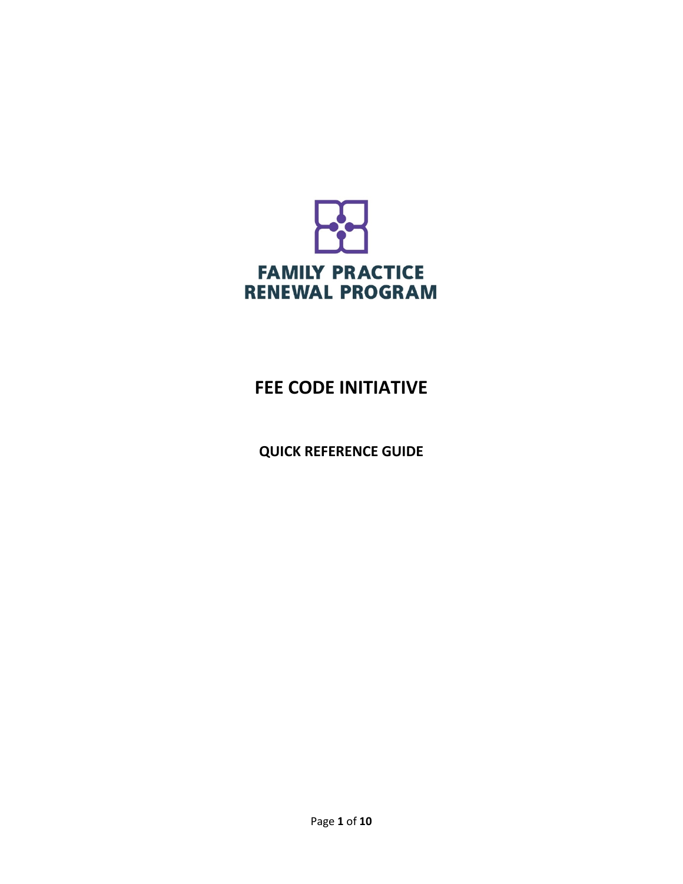FAMILY PRACTICE
RENEWAL PROGRAM

# FEE CODE INITIATIVE

## QUICK REFERENCE GUIDE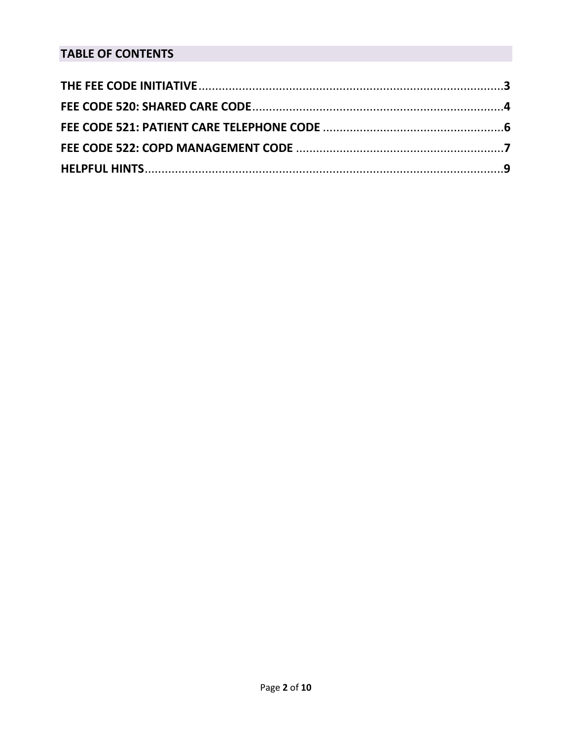## TABLE OF CONTENTS

**THE FEE CODE INITIATIVE** ........................................................................................... **3**

**FEE CODE 520: SHARED CARE CODE** ........................................................................... **4**

**FEE CODE 521: PATIENT CARE TELEPHONE CODE** ...................................................... **6**

**FEE CODE 522: COPD MANAGEMENT CODE** ............................................................... **7**

**HELPFUL HINTS** ............................................................................................................ **9**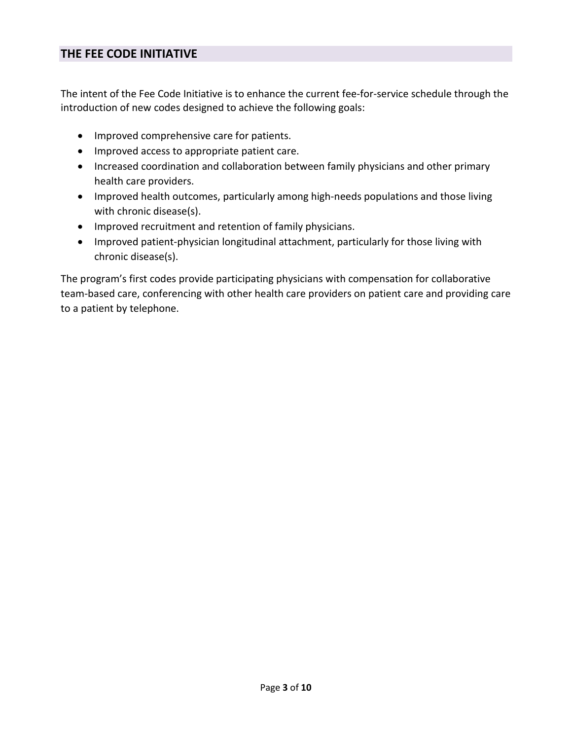## THE FEE CODE INITIATIVE

The intent of the Fee Code Initiative is to enhance the current fee-for-service schedule through the introduction of new codes designed to achieve the following goals:

- Improved comprehensive care for patients.
- Improved access to appropriate patient care.
- Increased coordination and collaboration between family physicians and other primary health care providers.
- Improved health outcomes, particularly among high-needs populations and those living with chronic disease(s).
- Improved recruitment and retention of family physicians.
- Improved patient-physician longitudinal attachment, particularly for those living with chronic disease(s).

The program's first codes provide participating physicians with compensation for collaborative team-based care, conferencing with other health care providers on patient care and providing care to a patient by telephone.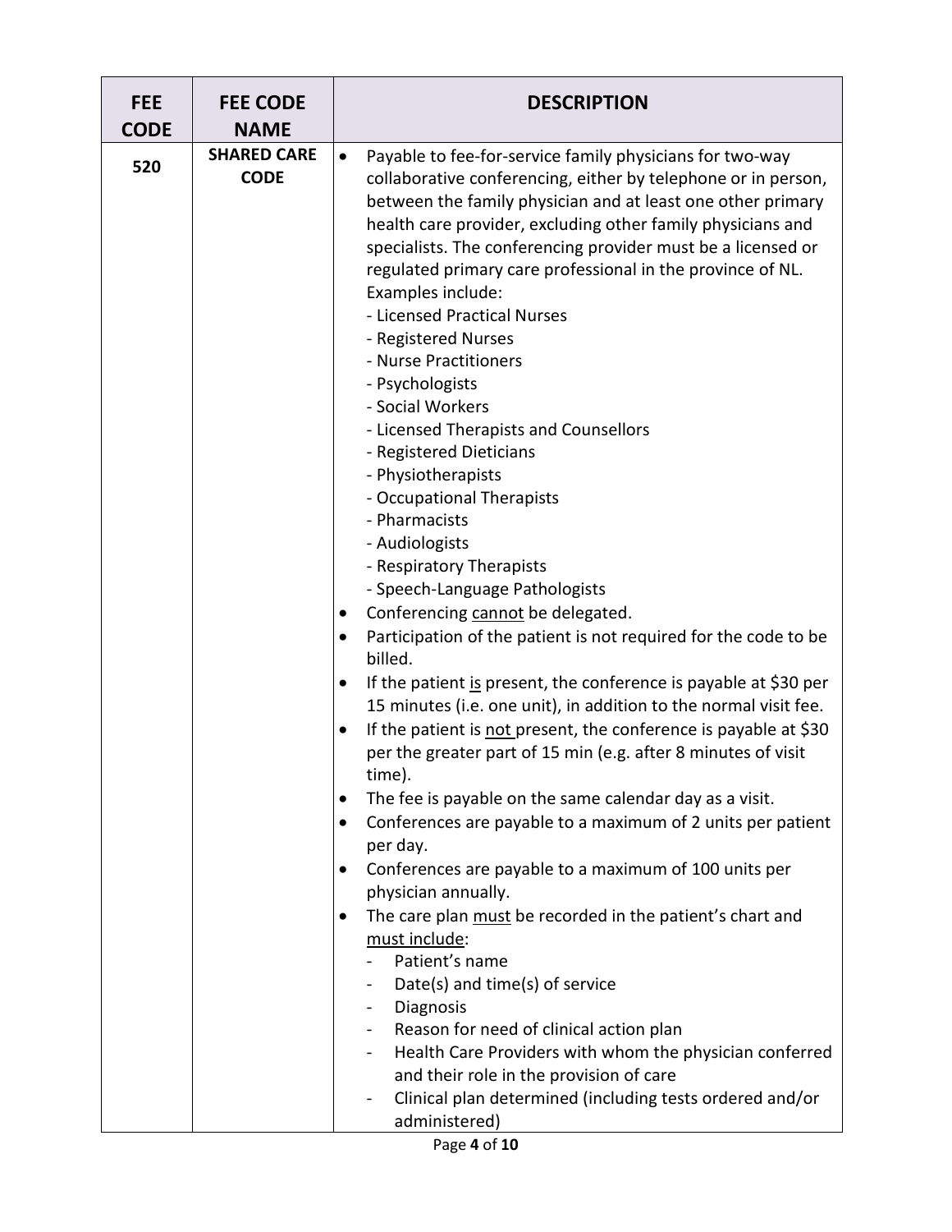| FEE CODE | FEE CODE NAME | DESCRIPTION |
|---|---|---|
| 520 | SHARED CARE CODE | • Payable to fee-for-service family physicians for two-way collaborative conferencing, either by telephone or in person, between the family physician and at least one other primary health care provider, excluding other family physicians and specialists. The conferencing provider must be a licensed or regulated primary care professional in the province of NL. Examples include:<br>- Licensed Practical Nurses<br>- Registered Nurses<br>- Nurse Practitioners<br>- Psychologists<br>- Social Workers<br>- Licensed Therapists and Counsellors<br>- Registered Dieticians<br>- Physiotherapists<br>- Occupational Therapists<br>- Pharmacists<br>- Audiologists<br>- Respiratory Therapists<br>- Speech-Language Pathologists<br>• Conferencing <u>cannot</u> be delegated.<br>• Participation of the patient is not required for the code to be billed.<br>• If the patient <u>is</u> present, the conference is payable at $30 per 15 minutes (i.e. one unit), in addition to the normal visit fee.<br>• If the patient is <u>not</u> present, the conference is payable at $30 per the greater part of 15 min (e.g. after 8 minutes of visit time).<br>• The fee is payable on the same calendar day as a visit.<br>• Conferences are payable to a maximum of 2 units per patient per day.<br>• Conferences are payable to a maximum of 100 units per physician annually.<br>• The care plan <u>must</u> be recorded in the patient's chart and <u>must include</u>:<br>- Patient's name<br>- Date(s) and time(s) of service<br>- Diagnosis<br>- Reason for need of clinical action plan<br>- Health Care Providers with whom the physician conferred and their role in the provision of care<br>- Clinical plan determined (including tests ordered and/or administered) |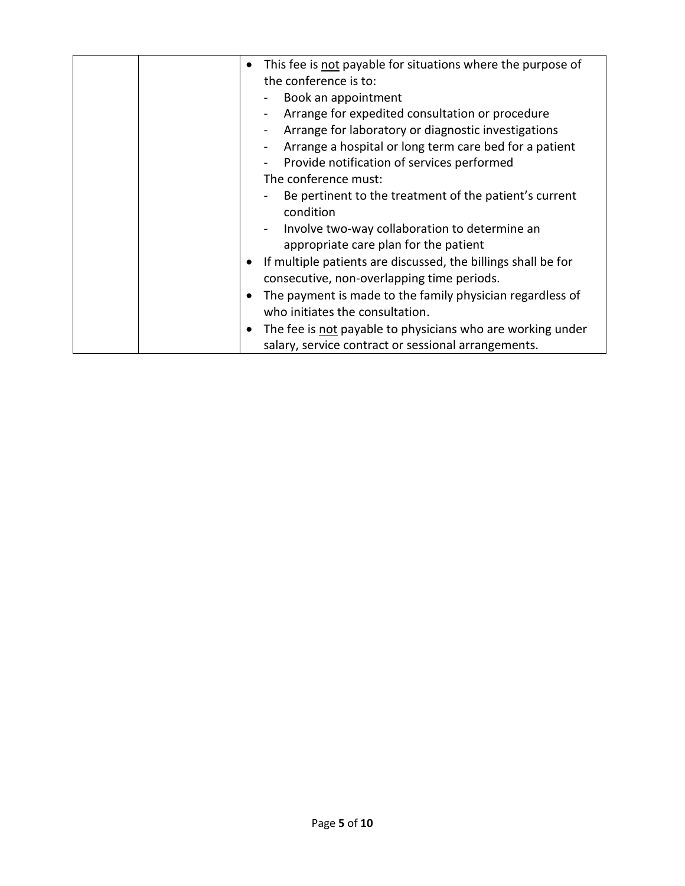|  |  | <ul><li>This fee is <u>not</u> payable for situations where the purpose of the conference is to:<br>- Book an appointment<br>- Arrange for expedited consultation or procedure<br>- Arrange for laboratory or diagnostic investigations<br>- Arrange a hospital or long term care bed for a patient<br>- Provide notification of services performed<br>The conference must:<br>- Be pertinent to the treatment of the patient's current condition<br>- Involve two-way collaboration to determine an appropriate care plan for the patient</li><li>If multiple patients are discussed, the billings shall be for consecutive, non-overlapping time periods.</li><li>The payment is made to the family physician regardless of who initiates the consultation.</li><li>The fee is <u>not</u> payable to physicians who are working under salary, service contract or sessional arrangements.</li></ul> |
|---|---|---|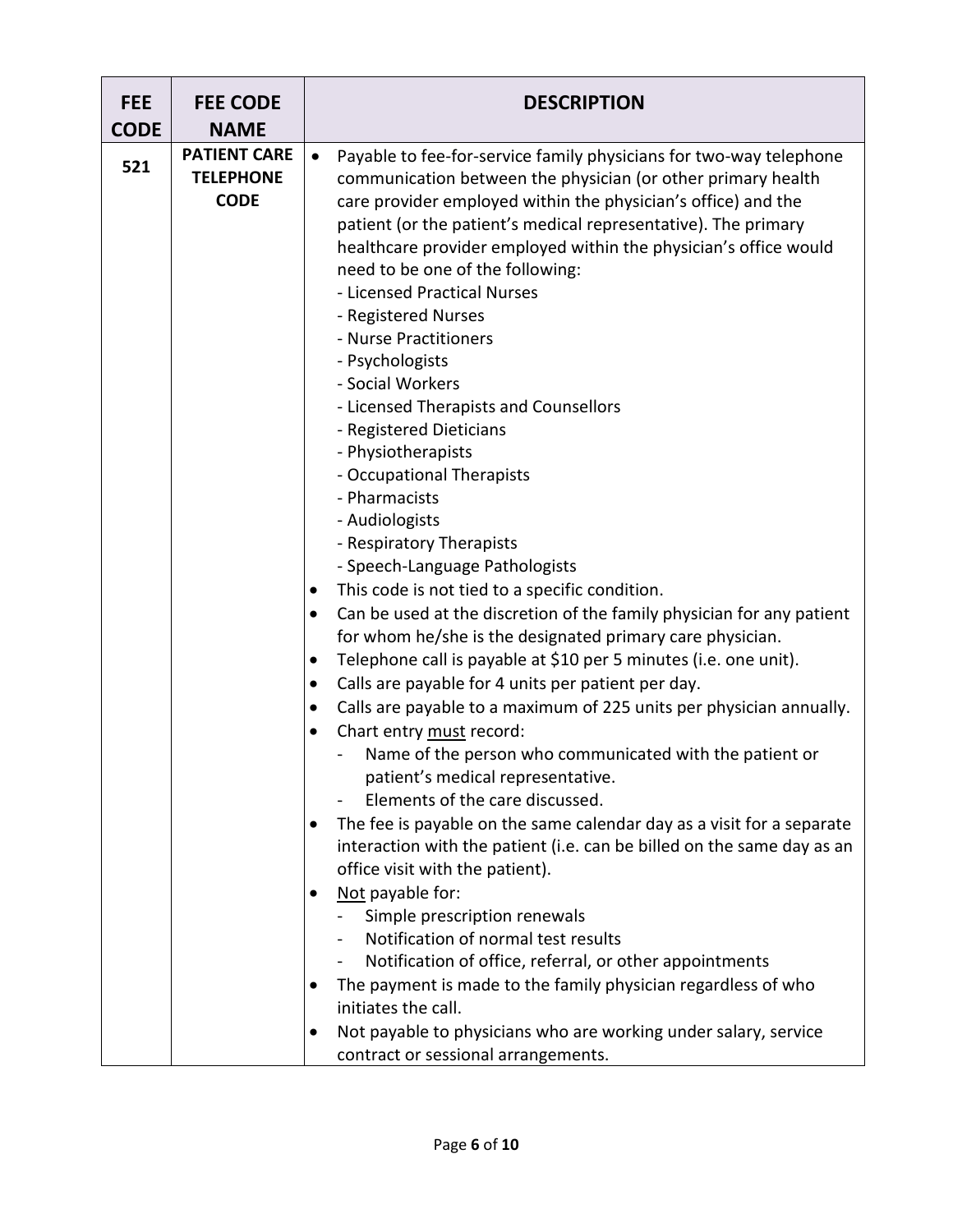| FEE CODE | FEE CODE NAME | DESCRIPTION |
| --- | --- | --- |
| 521 | **PATIENT CARE TELEPHONE CODE** | • Payable to fee-for-service family physicians for two-way telephone communication between the physician (or other primary health care provider employed within the physician's office) and the patient (or the patient's medical representative). The primary healthcare provider employed within the physician's office would need to be one of the following:<br>- Licensed Practical Nurses<br>- Registered Nurses<br>- Nurse Practitioners<br>- Psychologists<br>- Social Workers<br>- Licensed Therapists and Counsellors<br>- Registered Dieticians<br>- Physiotherapists<br>- Occupational Therapists<br>- Pharmacists<br>- Audiologists<br>- Respiratory Therapists<br>- Speech-Language Pathologists<br>• This code is not tied to a specific condition.<br>• Can be used at the discretion of the family physician for any patient for whom he/she is the designated primary care physician.<br>• Telephone call is payable at $10 per 5 minutes (i.e. one unit).<br>• Calls are payable for 4 units per patient per day.<br>• Calls are payable to a maximum of 225 units per physician annually.<br>• Chart entry <u>must</u> record:<br>- Name of the person who communicated with the patient or patient's medical representative.<br>- Elements of the care discussed.<br>• The fee is payable on the same calendar day as a visit for a separate interaction with the patient (i.e. can be billed on the same day as an office visit with the patient).<br>• <u>Not</u> payable for:<br>- Simple prescription renewals<br>- Notification of normal test results<br>- Notification of office, referral, or other appointments<br>• The payment is made to the family physician regardless of who initiates the call.<br>• Not payable to physicians who are working under salary, service contract or sessional arrangements. |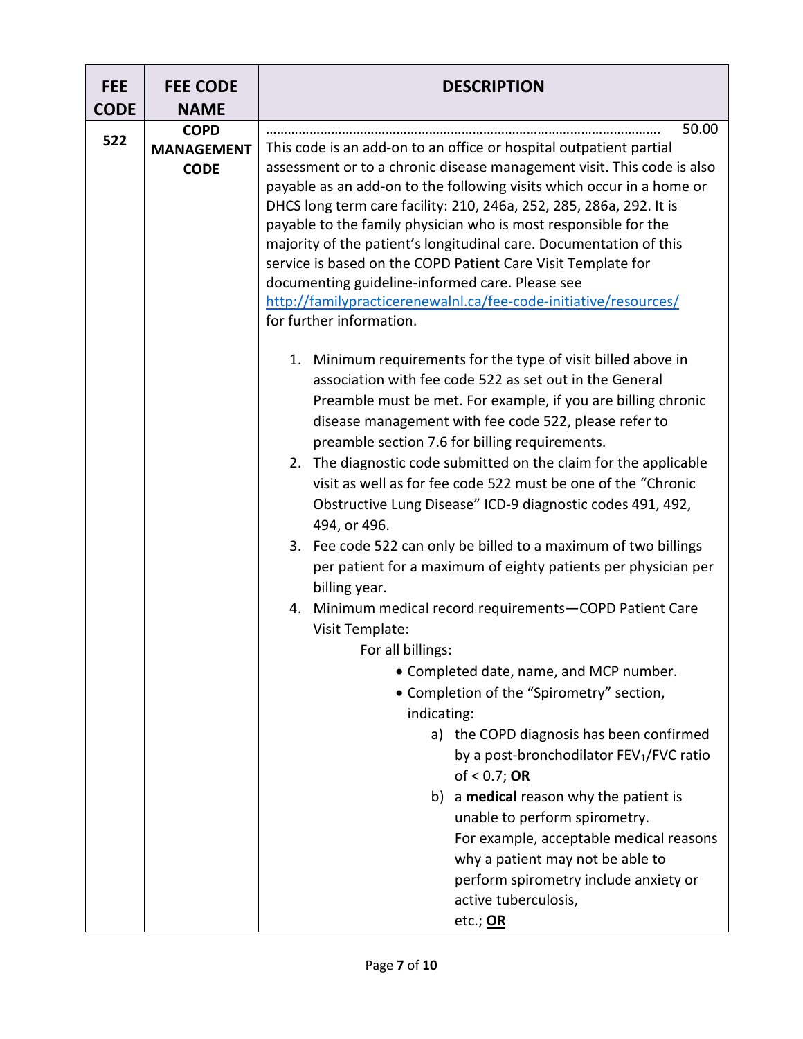| FEE CODE | FEE CODE NAME | DESCRIPTION |
|---|---|---|
| 522 | **COPD MANAGEMENT CODE** | ………………………………………………………………………………………. 50.00<br>This code is an add-on to an office or hospital outpatient partial assessment or to a chronic disease management visit. This code is also payable as an add-on to the following visits which occur in a home or DHCS long term care facility: 210, 246a, 252, 285, 286a, 292. It is payable to the family physician who is most responsible for the majority of the patient's longitudinal care. Documentation of this service is based on the COPD Patient Care Visit Template for documenting guideline-informed care. Please see [http://familypracticerenewalnl.ca/fee-code-initiative/resources/](http://familypracticerenewalnl.ca/fee-code-initiative/resources/) for further information.<br><br>1. Minimum requirements for the type of visit billed above in association with fee code 522 as set out in the General Preamble must be met. For example, if you are billing chronic disease management with fee code 522, please refer to preamble section 7.6 for billing requirements.<br>2. The diagnostic code submitted on the claim for the applicable visit as well as for fee code 522 must be one of the "Chronic Obstructive Lung Disease" ICD-9 diagnostic codes 491, 492, 494, or 496.<br>3. Fee code 522 can only be billed to a maximum of two billings per patient for a maximum of eighty patients per physician per billing year.<br>4. Minimum medical record requirements—COPD Patient Care Visit Template:<br>For all billings:<br>• Completed date, name, and MCP number.<br>• Completion of the "Spirometry" section, indicating:<br>a) the COPD diagnosis has been confirmed by a post-bronchodilator $FEV_1$/FVC ratio of < 0.7; **<u>OR</u>**<br>b) a **medical** reason why the patient is unable to perform spirometry. For example, acceptable medical reasons why a patient may not be able to perform spirometry include anxiety or active tuberculosis, etc.; **<u>OR</u>** |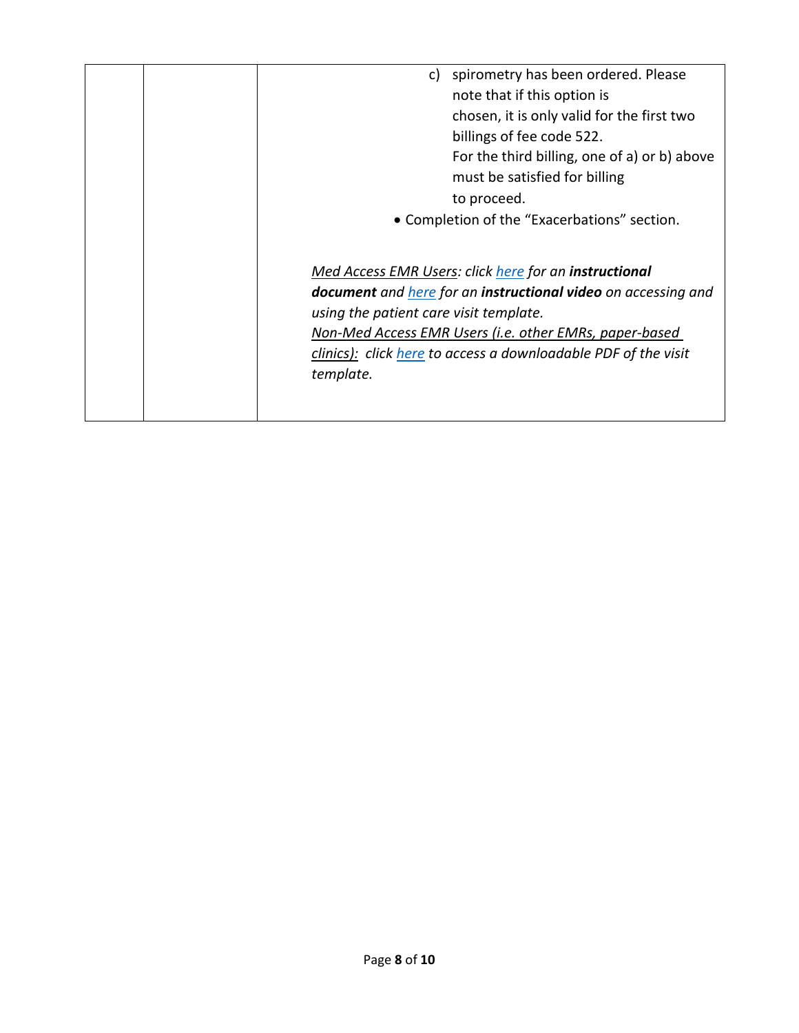| | | |
|---|---|---|
| | | c) spirometry has been ordered. Please note that if this option is chosen, it is only valid for the first two billings of fee code 522. For the third billing, one of a) or b) above must be satisfied for billing to proceed.<br>• Completion of the "Exacerbations" section.<br><br>*<u>Med Access EMR Users</u>: click <u>here</u> for an **instructional document** and <u>here</u> for an **instructional video** on accessing and using the patient care visit template.*<br>*<u>Non-Med Access EMR Users (i.e. other EMRs, paper-based clinics):</u> click <u>here</u> to access a downloadable PDF of the visit template.* |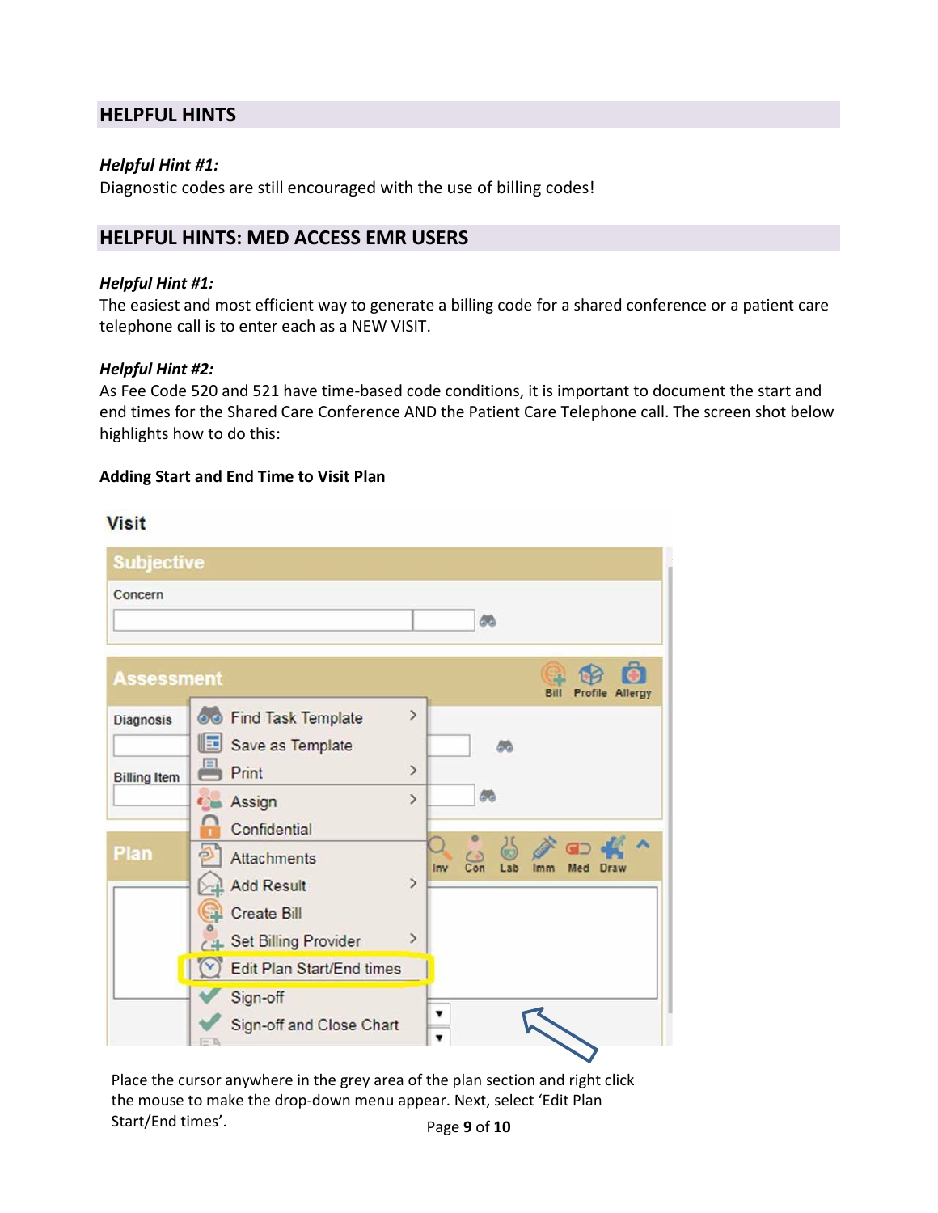## HELPFUL HINTS

***Helpful Hint #1:***
Diagnostic codes are still encouraged with the use of billing codes!

## HELPFUL HINTS: MED ACCESS EMR USERS

***Helpful Hint #1:***
The easiest and most efficient way to generate a billing code for a shared conference or a patient care telephone call is to enter each as a NEW VISIT.

***Helpful Hint #2:***
As Fee Code 520 and 521 have time-based code conditions, it is important to document the start and end times for the Shared Care Conference AND the Patient Care Telephone call. The screen shot below highlights how to do this:

**Adding Start and End Time to Visit Plan**

Place the cursor anywhere in the grey area of the plan section and right click the mouse to make the drop-down menu appear. Next, select 'Edit Plan Start/End times'.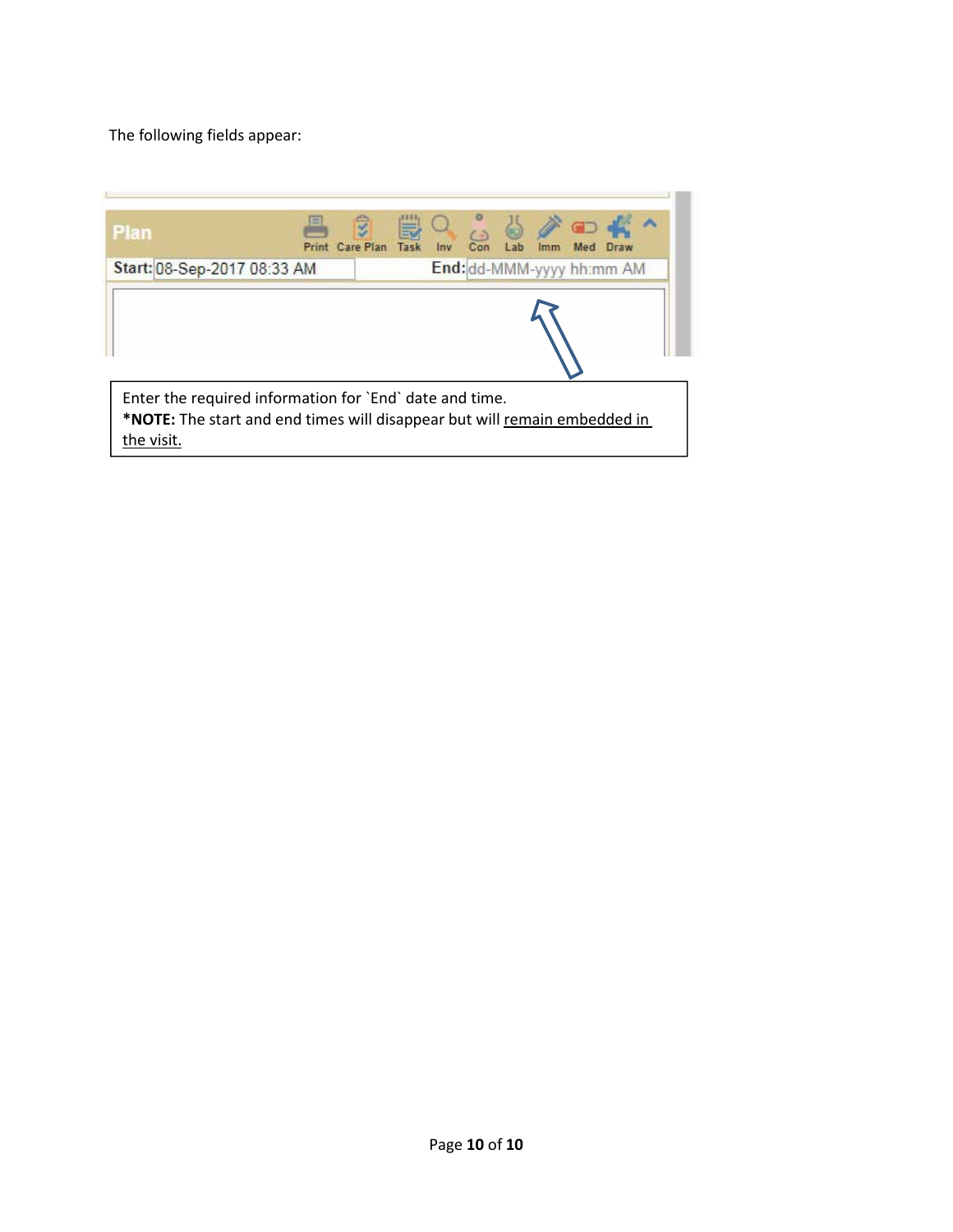The following fields appear:

Enter the required information for `End` date and time.
***NOTE:** The start and end times will disappear but will remain embedded in the visit.